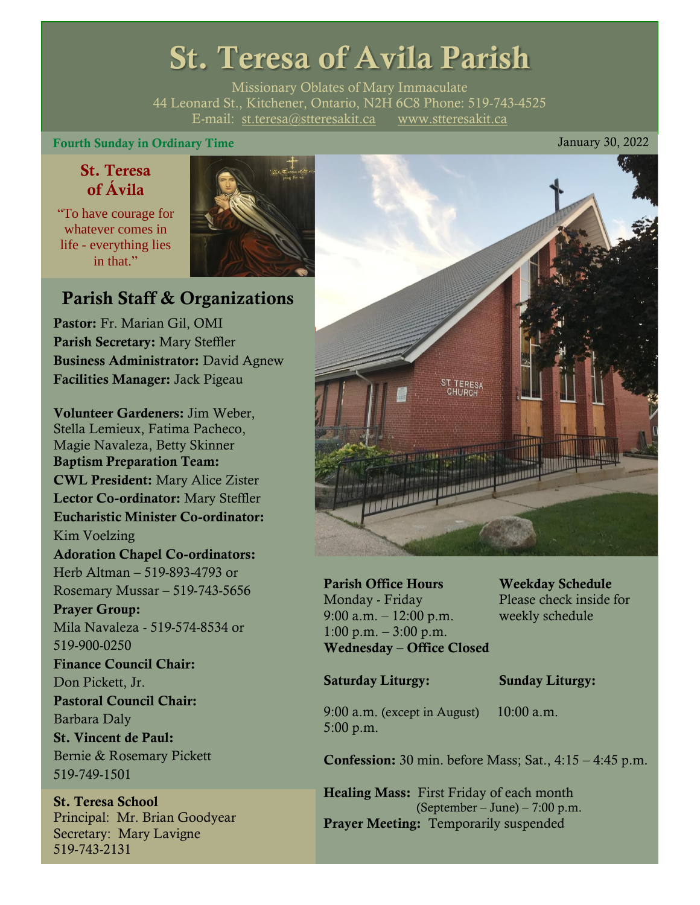# St. Teresa of Avila Parish

Missionary Oblates of Mary Immaculate
44 Leonard St., Kitchener, Ontario, N2H 6C8 Phone: 519-743-4525
E-mail: st.teresa@stteresakit.ca www.stteresakit.ca

**Fourth Sunday in Ordinary Time** January 30, 2022

## St. Teresa of Ávila

"To have courage for whatever comes in life - everything lies in that."

## Parish Staff & Organizations

**Pastor:** Fr. Marian Gil, OMI
**Parish Secretary:** Mary Steffler
**Business Administrator:** David Agnew
**Facilities Manager:** Jack Pigeau

**Volunteer Gardeners:** Jim Weber, Stella Lemieux, Fatima Pacheco, Magie Navaleza, Betty Skinner
**Baptism Preparation Team:**
**CWL President:** Mary Alice Zister
**Lector Co-ordinator:** Mary Steffler
**Eucharistic Minister Co-ordinator:** Kim Voelzing
**Adoration Chapel Co-ordinators:** Herb Altman – 519-893-4793 or Rosemary Mussar – 519-743-5656
**Prayer Group:** Mila Navaleza - 519-574-8534 or 519-900-0250
**Finance Council Chair:** Don Pickett, Jr.
**Pastoral Council Chair:** Barbara Daly
**St. Vincent de Paul:** Bernie & Rosemary Pickett 519-749-1501

**St. Teresa School**
Principal: Mr. Brian Goodyear
Secretary: Mary Lavigne
519-743-2131

**Parish Office Hours**
Monday - Friday
9:00 a.m. – 12:00 p.m.
1:00 p.m. – 3:00 p.m.
**Wednesday – Office Closed**

**Weekday Schedule**
Please check inside for weekly schedule

**Saturday Liturgy:**
9:00 a.m. (except in August)
5:00 p.m.

**Sunday Liturgy:**
10:00 a.m.

**Confession:** 30 min. before Mass; Sat., 4:15 – 4:45 p.m.

**Healing Mass:** First Friday of each month (September – June) – 7:00 p.m.
**Prayer Meeting:** Temporarily suspended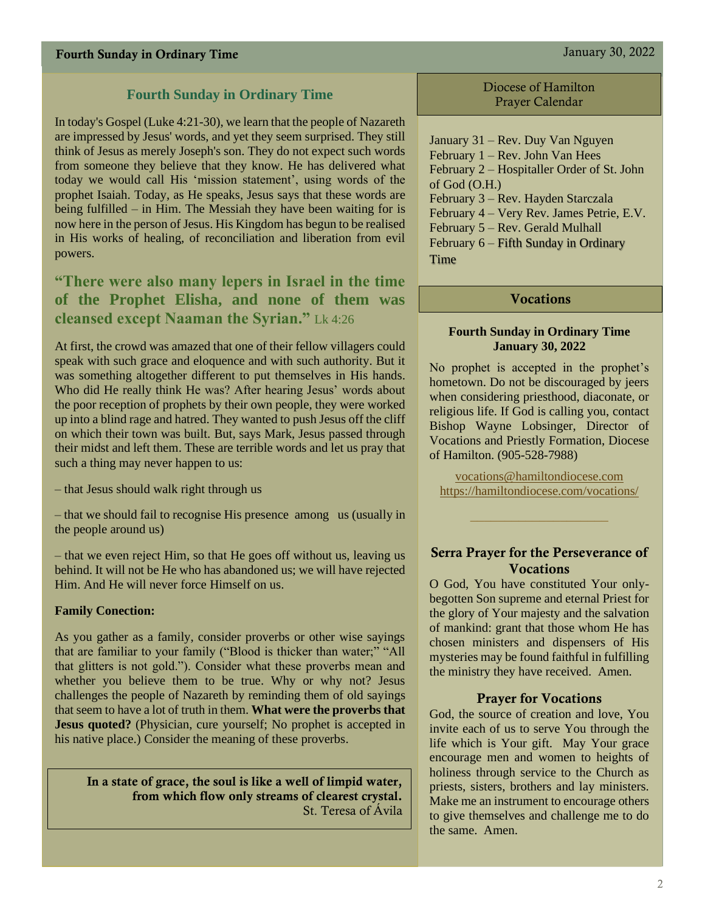## Fourth Sunday in Ordinary Time

In today's Gospel (Luke 4:21-30), we learn that the people of Nazareth are impressed by Jesus' words, and yet they seem surprised. They still think of Jesus as merely Joseph's son. They do not expect such words from someone they believe that they know. He has delivered what today we would call His 'mission statement', using words of the prophet Isaiah. Today, as He speaks, Jesus says that these words are being fulfilled – in Him. The Messiah they have been waiting for is now here in the person of Jesus. His Kingdom has begun to be realised in His works of healing, of reconciliation and liberation from evil powers.

### "There were also many lepers in Israel in the time of the Prophet Elisha, and none of them was cleansed except Naaman the Syrian." Lk 4:26

At first, the crowd was amazed that one of their fellow villagers could speak with such grace and eloquence and with such authority. But it was something altogether different to put themselves in His hands. Who did He really think He was? After hearing Jesus' words about the poor reception of prophets by their own people, they were worked up into a blind rage and hatred. They wanted to push Jesus off the cliff on which their town was built. But, says Mark, Jesus passed through their midst and left them. These are terrible words and let us pray that such a thing may never happen to us:

– that Jesus should walk right through us

– that we should fail to recognise His presence among us (usually in the people around us)

– that we even reject Him, so that He goes off without us, leaving us behind. It will not be He who has abandoned us; we will have rejected Him. And He will never force Himself on us.

**Family Conection:**

As you gather as a family, consider proverbs or other wise sayings that are familiar to your family ("Blood is thicker than water;" "All that glitters is not gold."). Consider what these proverbs mean and whether you believe them to be true. Why or why not? Jesus challenges the people of Nazareth by reminding them of old sayings that seem to have a lot of truth in them. **What were the proverbs that Jesus quoted?** (Physician, cure yourself; No prophet is accepted in his native place.) Consider the meaning of these proverbs.

> **In a state of grace, the soul is like a well of limpid water, from which flow only streams of clearest crystal.**
> St. Teresa of Ávila

## Diocese of Hamilton Prayer Calendar

January 31 – Rev. Duy Van Nguyen
February 1 – Rev. John Van Hees
February 2 – Hospitaller Order of St. John of God (O.H.)
February 3 – Rev. Hayden Starczala
February 4 – Very Rev. James Petrie, E.V.
February 5 – Rev. Gerald Mulhall
February 6 – Fifth Sunday in Ordinary Time

## Vocations

**Fourth Sunday in Ordinary Time**
**January 30, 2022**

No prophet is accepted in the prophet's hometown. Do not be discouraged by jeers when considering priesthood, diaconate, or religious life. If God is calling you, contact Bishop Wayne Lobsinger, Director of Vocations and Priestly Formation, Diocese of Hamilton. (905-528-7988)

vocations@hamiltondiocese.com
https://hamiltondiocese.com/vocations/

---

### Serra Prayer for the Perseverance of Vocations

O God, You have constituted Your only-begotten Son supreme and eternal Priest for the glory of Your majesty and the salvation of mankind: grant that those whom He has chosen ministers and dispensers of His mysteries may be found faithful in fulfilling the ministry they have received. Amen.

### Prayer for Vocations

God, the source of creation and love, You invite each of us to serve You through the life which is Your gift. May Your grace encourage men and women to heights of holiness through service to the Church as priests, sisters, brothers and lay ministers. Make me an instrument to encourage others to give themselves and challenge me to do the same. Amen.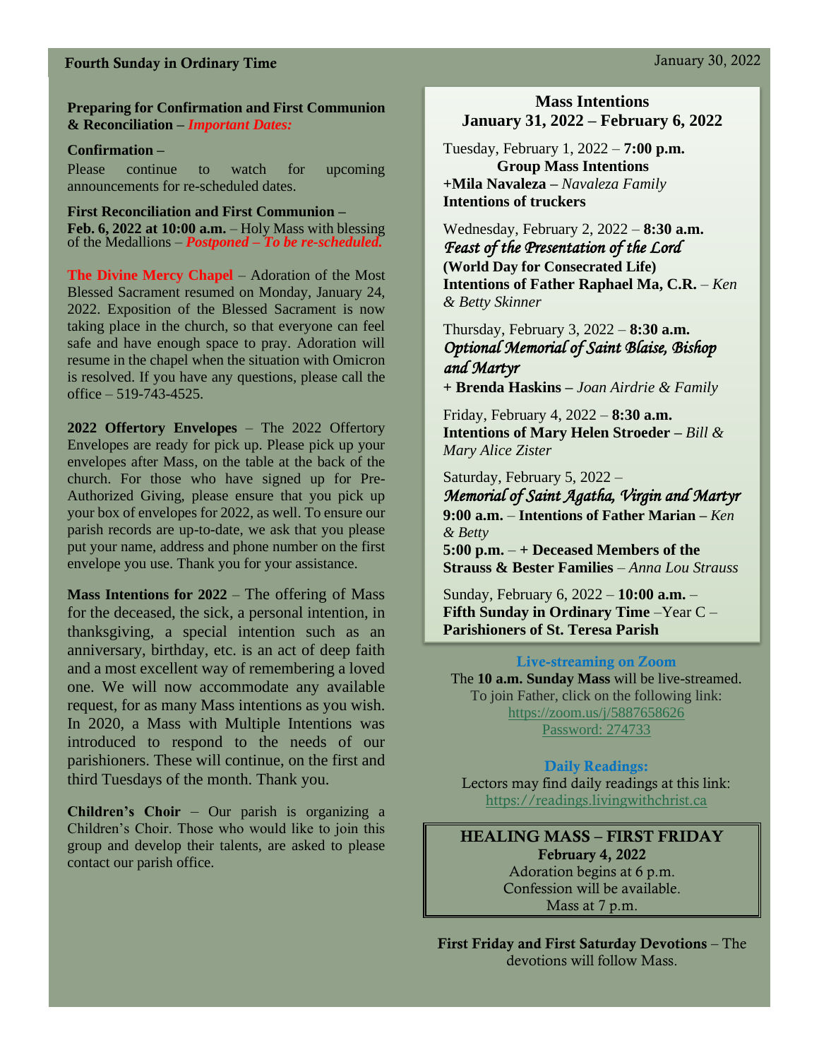**Preparing for Confirmation and First Communion & Reconciliation –** ***Important Dates:***

**Confirmation –**

Please continue to watch for upcoming announcements for re-scheduled dates.

**First Reconciliation and First Communion –**
**Feb. 6, 2022 at 10:00 a.m.** – Holy Mass with blessing of the Medallions – ***Postponed – To be re-scheduled.***

**The Divine Mercy Chapel** – Adoration of the Most Blessed Sacrament resumed on Monday, January 24, 2022. Exposition of the Blessed Sacrament is now taking place in the church, so that everyone can feel safe and have enough space to pray. Adoration will resume in the chapel when the situation with Omicron is resolved. If you have any questions, please call the office – 519-743-4525.

**2022 Offertory Envelopes** – The 2022 Offertory Envelopes are ready for pick up. Please pick up your envelopes after Mass, on the table at the back of the church. For those who have signed up for Pre-Authorized Giving, please ensure that you pick up your box of envelopes for 2022, as well. To ensure our parish records are up-to-date, we ask that you please put your name, address and phone number on the first envelope you use. Thank you for your assistance.

**Mass Intentions for 2022** – The offering of Mass for the deceased, the sick, a personal intention, in thanksgiving, a special intention such as an anniversary, birthday, etc. is an act of deep faith and a most excellent way of remembering a loved one. We will now accommodate any available request, for as many Mass intentions as you wish. In 2020, a Mass with Multiple Intentions was introduced to respond to the needs of our parishioners. These will continue, on the first and third Tuesdays of the month. Thank you.

**Children's Choir** – Our parish is organizing a Children's Choir. Those who would like to join this group and develop their talents, are asked to please contact our parish office.

## Mass Intentions
## January 31, 2022 – February 6, 2022

Tuesday, February 1, 2022 – **7:00 p.m.**
**Group Mass Intentions**
**+Mila Navaleza –** *Navaleza Family*
**Intentions of truckers**

Wednesday, February 2, 2022 – **8:30 a.m.**
*Feast of the Presentation of the Lord*
**(World Day for Consecrated Life)**
**Intentions of Father Raphael Ma, C.R.** – *Ken & Betty Skinner*

Thursday, February 3, 2022 – **8:30 a.m.**
*Optional Memorial of Saint Blaise, Bishop and Martyr*
**+ Brenda Haskins –** *Joan Airdrie & Family*

Friday, February 4, 2022 – **8:30 a.m.**
**Intentions of Mary Helen Stroeder –** *Bill & Mary Alice Zister*

Saturday, February 5, 2022 –
*Memorial of Saint Agatha, Virgin and Martyr*
**9:00 a.m.** – **Intentions of Father Marian –** *Ken & Betty*
**5:00 p.m.** – **+ Deceased Members of the Strauss & Bester Families** – *Anna Lou Strauss*

Sunday, February 6, 2022 – **10:00 a.m.** –
**Fifth Sunday in Ordinary Time** –Year C –
**Parishioners of St. Teresa Parish**

**Live-streaming on Zoom**
The **10 a.m. Sunday Mass** will be live-streamed.
To join Father, click on the following link:
https://zoom.us/j/5887658626
Password: 274733

**Daily Readings:**
Lectors may find daily readings at this link:
https://readings.livingwithchrist.ca

**HEALING MASS – FIRST FRIDAY**
**February 4, 2022**
Adoration begins at 6 p.m.
Confession will be available.
Mass at 7 p.m.

**First Friday and First Saturday Devotions** – The devotions will follow Mass.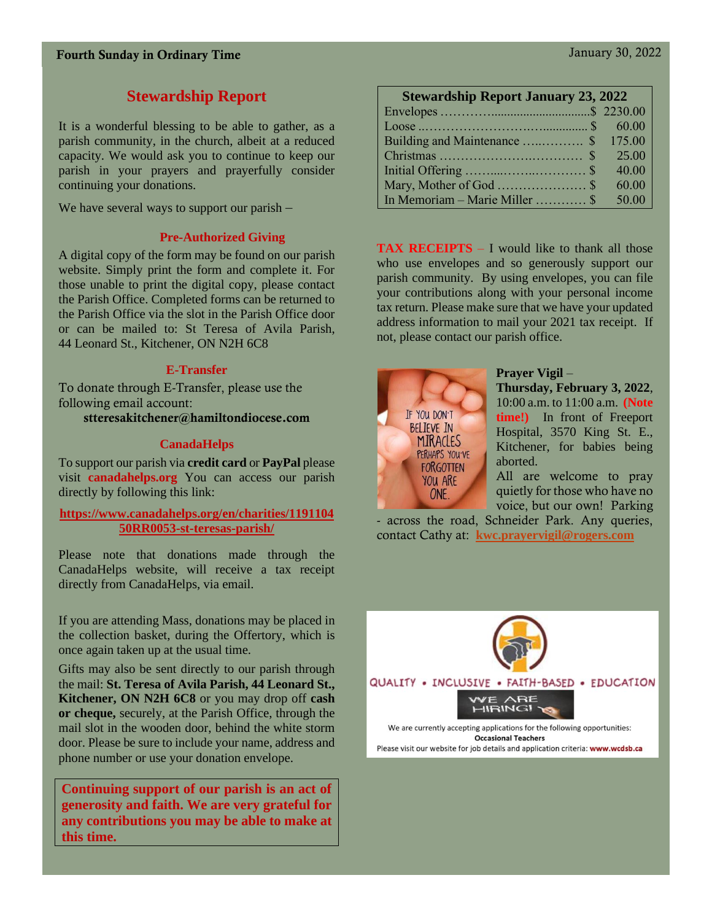**Fourth Sunday in Ordinary Time** January 30, 2022

## Stewardship Report

It is a wonderful blessing to be able to gather, as a parish community, in the church, albeit at a reduced capacity. We would ask you to continue to keep our parish in your prayers and prayerfully consider continuing your donations.

We have several ways to support our parish –

### Pre-Authorized Giving

A digital copy of the form may be found on our parish website. Simply print the form and complete it. For those unable to print the digital copy, please contact the Parish Office. Completed forms can be returned to the Parish Office via the slot in the Parish Office door or can be mailed to: St Teresa of Avila Parish, 44 Leonard St., Kitchener, ON N2H 6C8

### E-Transfer

To donate through E-Transfer, please use the following email account:

**stteresakitchener@hamiltondiocese.com**

### CanadaHelps

To support our parish via **credit card** or **PayPal** please visit **canadahelps.org** You can access our parish directly by following this link:

**https://www.canadahelps.org/en/charities/119110450RR0053-st-teresas-parish/**

Please note that donations made through the CanadaHelps website, will receive a tax receipt directly from CanadaHelps, via email.

If you are attending Mass, donations may be placed in the collection basket, during the Offertory, which is once again taken up at the usual time.

Gifts may also be sent directly to our parish through the mail: **St. Teresa of Avila Parish, 44 Leonard St., Kitchener, ON N2H 6C8** or you may drop off **cash or cheque,** securely, at the Parish Office, through the mail slot in the wooden door, behind the white storm door. Please be sure to include your name, address and phone number or use your donation envelope.

**Continuing support of our parish is an act of generosity and faith. We are very grateful for any contributions you may be able to make at this time.**

| Stewardship Report January 23, 2022 | |
|---|---|
| Envelopes | $ 2230.00 |
| Loose | $ 60.00 |
| Building and Maintenance | $ 175.00 |
| Christmas | $ 25.00 |
| Initial Offering | $ 40.00 |
| Mary, Mother of God | $ 60.00 |
| In Memoriam – Marie Miller | $ 50.00 |

**TAX RECEIPTS** – I would like to thank all those who use envelopes and so generously support our parish community. By using envelopes, you can file your contributions along with your personal income tax return. Please make sure that we have your updated address information to mail your 2021 tax receipt. If not, please contact our parish office.

IF YOU DON'T BELIEVE IN MIRACLES PERHAPS YOU'VE FORGOTTEN YOU ARE ONE.

**Prayer Vigil** – **Thursday, February 3, 2022**, 10:00 a.m. to 11:00 a.m. **(Note time!)** In front of Freeport Hospital, 3570 King St. E., Kitchener, for babies being aborted.

All are welcome to pray quietly for those who have no voice, but our own! Parking - across the road, Schneider Park. Any queries, contact Cathy at: **kwc.prayervigil@rogers.com**

QUALITY • INCLUSIVE • FAITH-BASED • EDUCATION

WE ARE HIRING!

We are currently accepting applications for the following opportunities:

**Occasional Teachers**

Please visit our website for job details and application criteria: **www.wcdsb.ca**